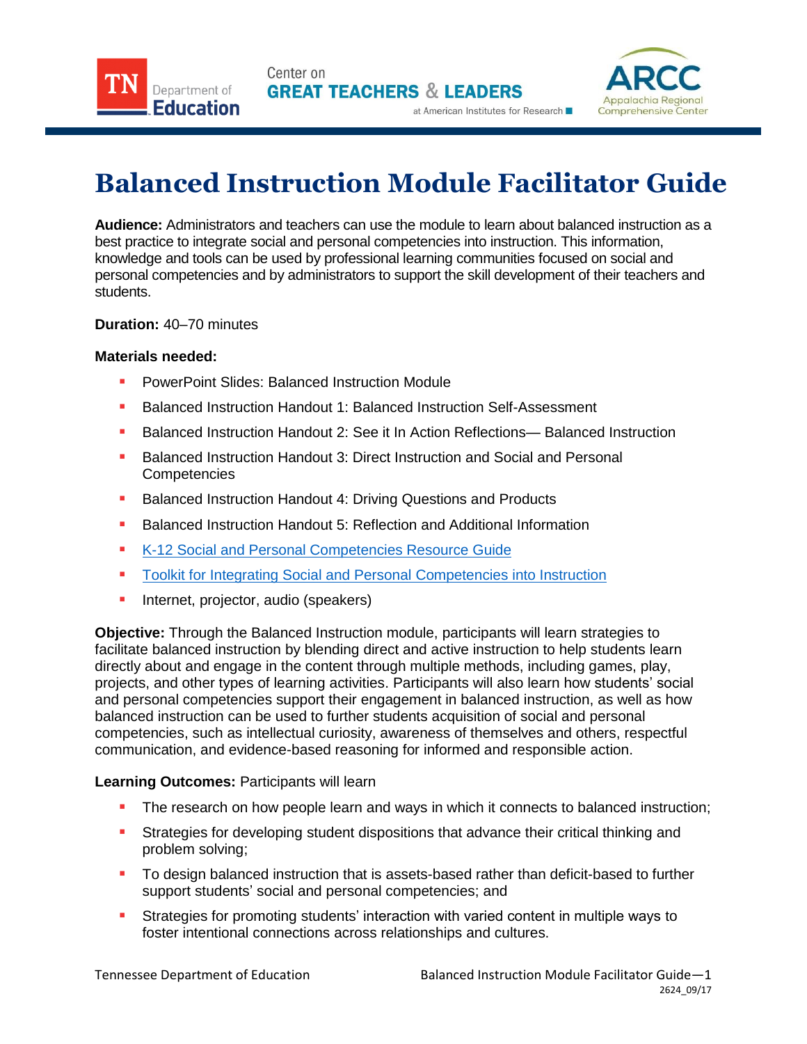# Balanced Instruction Module Facilitator Guide

**Audience:** Administrators and teachers can use the module to learn about balanced instruction as a best practice to integrate social and personal competencies into instruction. This information, knowledge and tools can be used by professional learning communities focused on social and personal competencies and by administrators to support the skill development of their teachers and students.

**Duration:** 40–70 minutes

**Materials needed:**

- PowerPoint Slides: Balanced Instruction Module
- Balanced Instruction Handout 1: Balanced Instruction Self-Assessment
- Balanced Instruction Handout 2: See it In Action Reflections— Balanced Instruction
- Balanced Instruction Handout 3: Direct Instruction and Social and Personal Competencies
- Balanced Instruction Handout 4: Driving Questions and Products
- Balanced Instruction Handout 5: Reflection and Additional Information
- K-12 Social and Personal Competencies Resource Guide
- Toolkit for Integrating Social and Personal Competencies into Instruction
- Internet, projector, audio (speakers)

**Objective:** Through the Balanced Instruction module, participants will learn strategies to facilitate balanced instruction by blending direct and active instruction to help students learn directly about and engage in the content through multiple methods, including games, play, projects, and other types of learning activities. Participants will also learn how students' social and personal competencies support their engagement in balanced instruction, as well as how balanced instruction can be used to further students acquisition of social and personal competencies, such as intellectual curiosity, awareness of themselves and others, respectful communication, and evidence-based reasoning for informed and responsible action.

**Learning Outcomes:** Participants will learn

- The research on how people learn and ways in which it connects to balanced instruction;
- Strategies for developing student dispositions that advance their critical thinking and problem solving;
- To design balanced instruction that is assets-based rather than deficit-based to further support students' social and personal competencies; and
- Strategies for promoting students' interaction with varied content in multiple ways to foster intentional connections across relationships and cultures.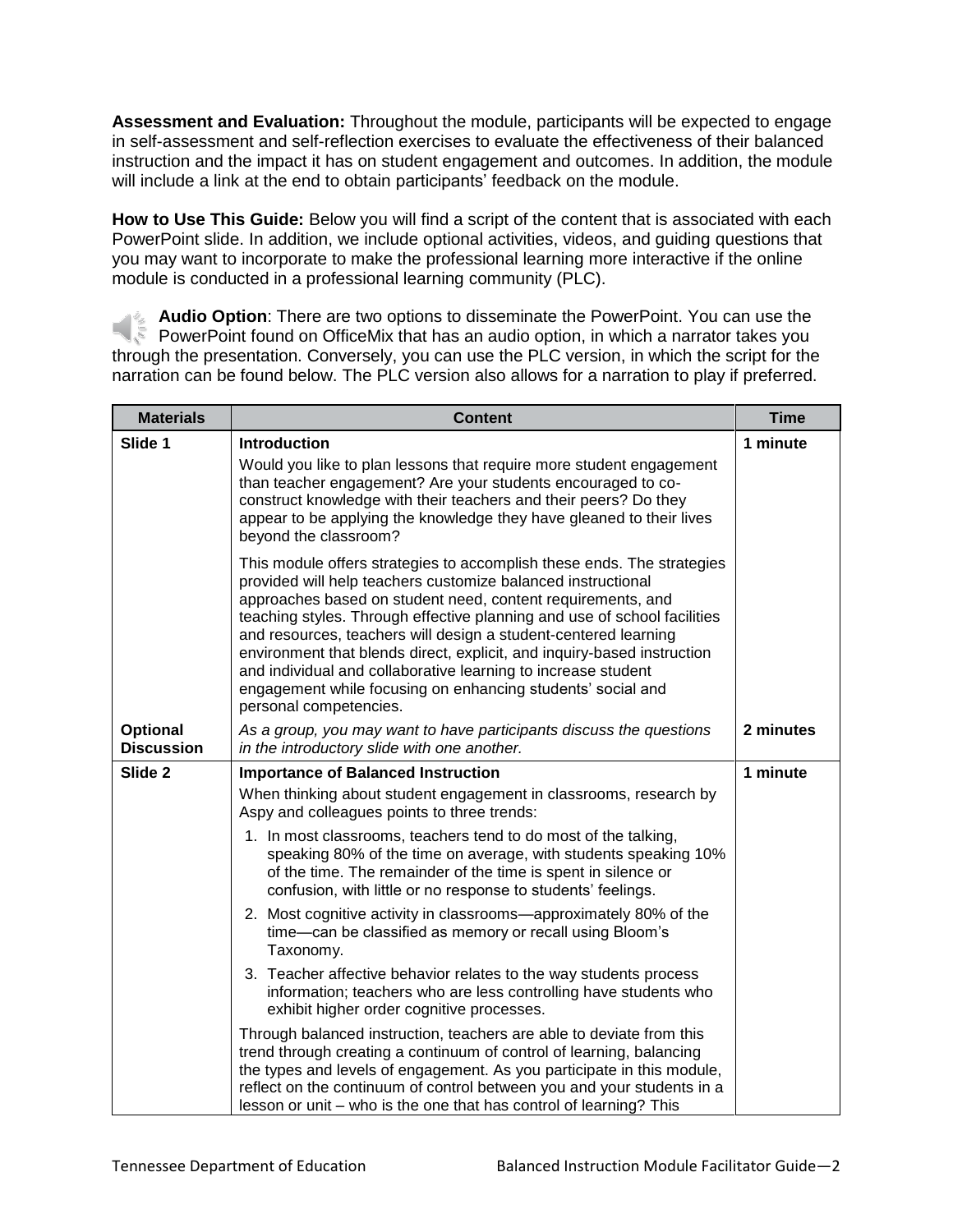**Assessment and Evaluation:** Throughout the module, participants will be expected to engage in self-assessment and self-reflection exercises to evaluate the effectiveness of their balanced instruction and the impact it has on student engagement and outcomes. In addition, the module will include a link at the end to obtain participants' feedback on the module.

**How to Use This Guide:** Below you will find a script of the content that is associated with each PowerPoint slide. In addition, we include optional activities, videos, and guiding questions that you may want to incorporate to make the professional learning more interactive if the online module is conducted in a professional learning community (PLC).

**Audio Option**: There are two options to disseminate the PowerPoint. You can use the PowerPoint found on OfficeMix that has an audio option, in which a narrator takes you through the presentation. Conversely, you can use the PLC version, in which the script for the narration can be found below. The PLC version also allows for a narration to play if preferred.

| Materials | Content | Time |
|---|---|---|
| **Slide 1** | **Introduction**<br>Would you like to plan lessons that require more student engagement than teacher engagement? Are your students encouraged to co-construct knowledge with their teachers and their peers? Do they appear to be applying the knowledge they have gleaned to their lives beyond the classroom?<br><br>This module offers strategies to accomplish these ends. The strategies provided will help teachers customize balanced instructional approaches based on student need, content requirements, and teaching styles. Through effective planning and use of school facilities and resources, teachers will design a student-centered learning environment that blends direct, explicit, and inquiry-based instruction and individual and collaborative learning to increase student engagement while focusing on enhancing students' social and personal competencies. | **1 minute** |
| **Optional Discussion** | *As a group, you may want to have participants discuss the questions in the introductory slide with one another.* | **2 minutes** |
| **Slide 2** | **Importance of Balanced Instruction**<br>When thinking about student engagement in classrooms, research by Aspy and colleagues points to three trends:<br>1. In most classrooms, teachers tend to do most of the talking, speaking 80% of the time on average, with students speaking 10% of the time. The remainder of the time is spent in silence or confusion, with little or no response to students' feelings.<br>2. Most cognitive activity in classrooms—approximately 80% of the time—can be classified as memory or recall using Bloom's Taxonomy.<br>3. Teacher affective behavior relates to the way students process information; teachers who are less controlling have students who exhibit higher order cognitive processes.<br><br>Through balanced instruction, teachers are able to deviate from this trend through creating a continuum of control of learning, balancing the types and levels of engagement. As you participate in this module, reflect on the continuum of control between you and your students in a lesson or unit – who is the one that has control of learning? This | **1 minute** |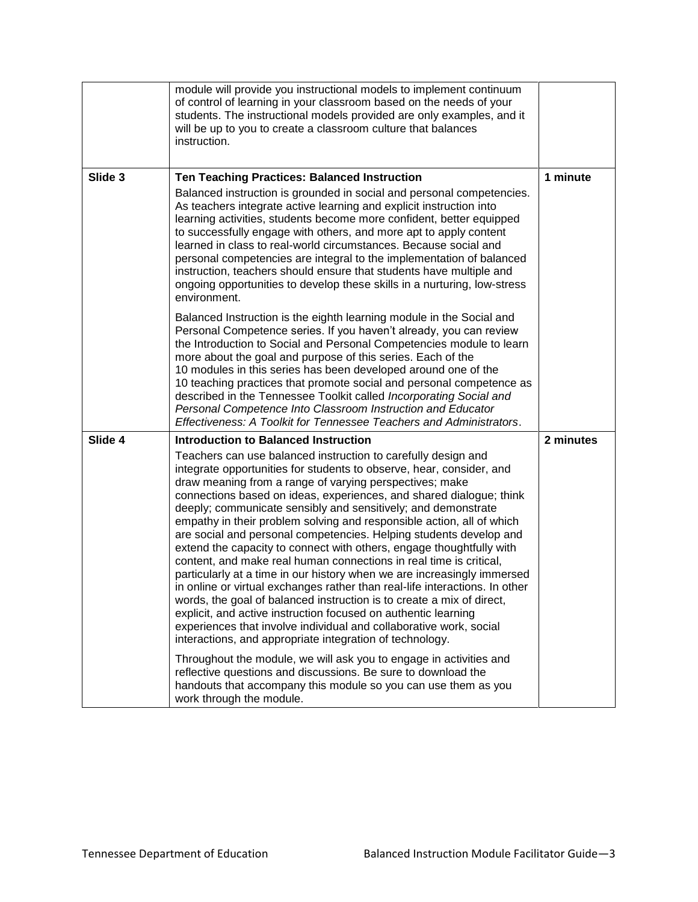| | | |
|---|---|---|
| | module will provide you instructional models to implement continuum of control of learning in your classroom based on the needs of your students. The instructional models provided are only examples, and it will be up to you to create a classroom culture that balances instruction. | |
| Slide 3 | **Ten Teaching Practices: Balanced Instruction**<br><br>Balanced instruction is grounded in social and personal competencies. As teachers integrate active learning and explicit instruction into learning activities, students become more confident, better equipped to successfully engage with others, and more apt to apply content learned in class to real-world circumstances. Because social and personal competencies are integral to the implementation of balanced instruction, teachers should ensure that students have multiple and ongoing opportunities to develop these skills in a nurturing, low-stress environment.<br><br>Balanced Instruction is the eighth learning module in the Social and Personal Competence series. If you haven't already, you can review the Introduction to Social and Personal Competencies module to learn more about the goal and purpose of this series. Each of the 10 modules in this series has been developed around one of the 10 teaching practices that promote social and personal competence as described in the Tennessee Toolkit called *Incorporating Social and Personal Competence Into Classroom Instruction and Educator Effectiveness: A Toolkit for Tennessee Teachers and Administrators*. | 1 minute |
| Slide 4 | **Introduction to Balanced Instruction**<br><br>Teachers can use balanced instruction to carefully design and integrate opportunities for students to observe, hear, consider, and draw meaning from a range of varying perspectives; make connections based on ideas, experiences, and shared dialogue; think deeply; communicate sensibly and sensitively; and demonstrate empathy in their problem solving and responsible action, all of which are social and personal competencies. Helping students develop and extend the capacity to connect with others, engage thoughtfully with content, and make real human connections in real time is critical, particularly at a time in our history when we are increasingly immersed in online or virtual exchanges rather than real-life interactions. In other words, the goal of balanced instruction is to create a mix of direct, explicit, and active instruction focused on authentic learning experiences that involve individual and collaborative work, social interactions, and appropriate integration of technology.<br><br>Throughout the module, we will ask you to engage in activities and reflective questions and discussions. Be sure to download the handouts that accompany this module so you can use them as you work through the module. | 2 minutes |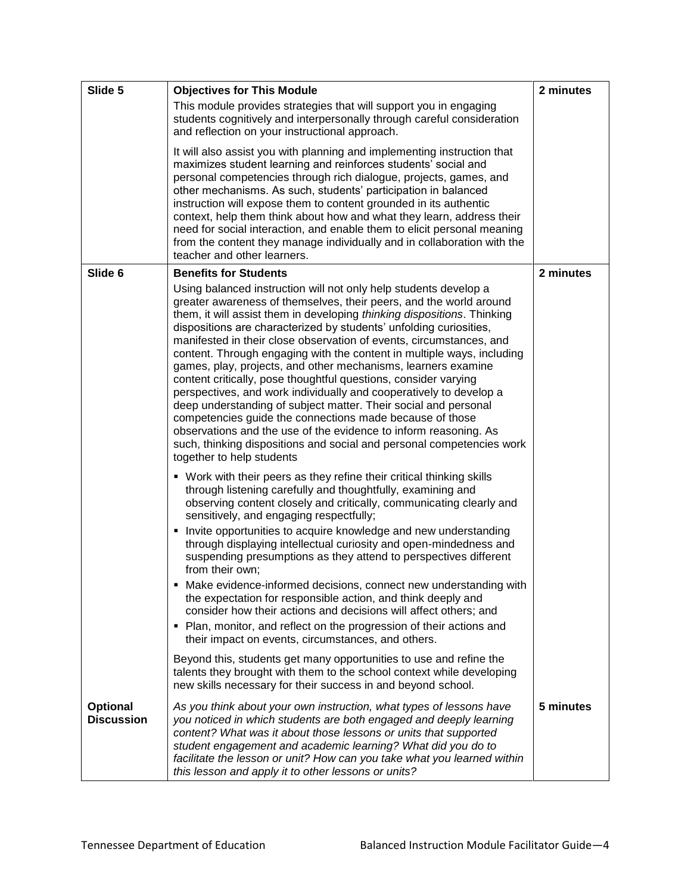| | | |
|---|---|---|
| **Slide 5** | **Objectives for This Module**<br><br>This module provides strategies that will support you in engaging students cognitively and interpersonally through careful consideration and reflection on your instructional approach.<br><br>It will also assist you with planning and implementing instruction that maximizes student learning and reinforces students' social and personal competencies through rich dialogue, projects, games, and other mechanisms. As such, students' participation in balanced instruction will expose them to content grounded in its authentic context, help them think about how and what they learn, address their need for social interaction, and enable them to elicit personal meaning from the content they manage individually and in collaboration with the teacher and other learners. | **2 minutes** |
| **Slide 6** | **Benefits for Students**<br><br>Using balanced instruction will not only help students develop a greater awareness of themselves, their peers, and the world around them, it will assist them in developing *thinking dispositions*. Thinking dispositions are characterized by students' unfolding curiosities, manifested in their close observation of events, circumstances, and content. Through engaging with the content in multiple ways, including games, play, projects, and other mechanisms, learners examine content critically, pose thoughtful questions, consider varying perspectives, and work individually and cooperatively to develop a deep understanding of subject matter. Their social and personal competencies guide the connections made because of those observations and the use of the evidence to inform reasoning. As such, thinking dispositions and social and personal competencies work together to help students<br><br>▪ Work with their peers as they refine their critical thinking skills through listening carefully and thoughtfully, examining and observing content closely and critically, communicating clearly and sensitively, and engaging respectfully;<br>▪ Invite opportunities to acquire knowledge and new understanding through displaying intellectual curiosity and open-mindedness and suspending presumptions as they attend to perspectives different from their own;<br>▪ Make evidence-informed decisions, connect new understanding with the expectation for responsible action, and think deeply and consider how their actions and decisions will affect others; and<br>▪ Plan, monitor, and reflect on the progression of their actions and their impact on events, circumstances, and others.<br><br>Beyond this, students get many opportunities to use and refine the talents they brought with them to the school context while developing new skills necessary for their success in and beyond school. | **2 minutes** |
| **Optional Discussion** | *As you think about your own instruction, what types of lessons have you noticed in which students are both engaged and deeply learning content? What was it about those lessons or units that supported student engagement and academic learning? What did you do to facilitate the lesson or unit? How can you take what you learned within this lesson and apply it to other lessons or units?* | **5 minutes** |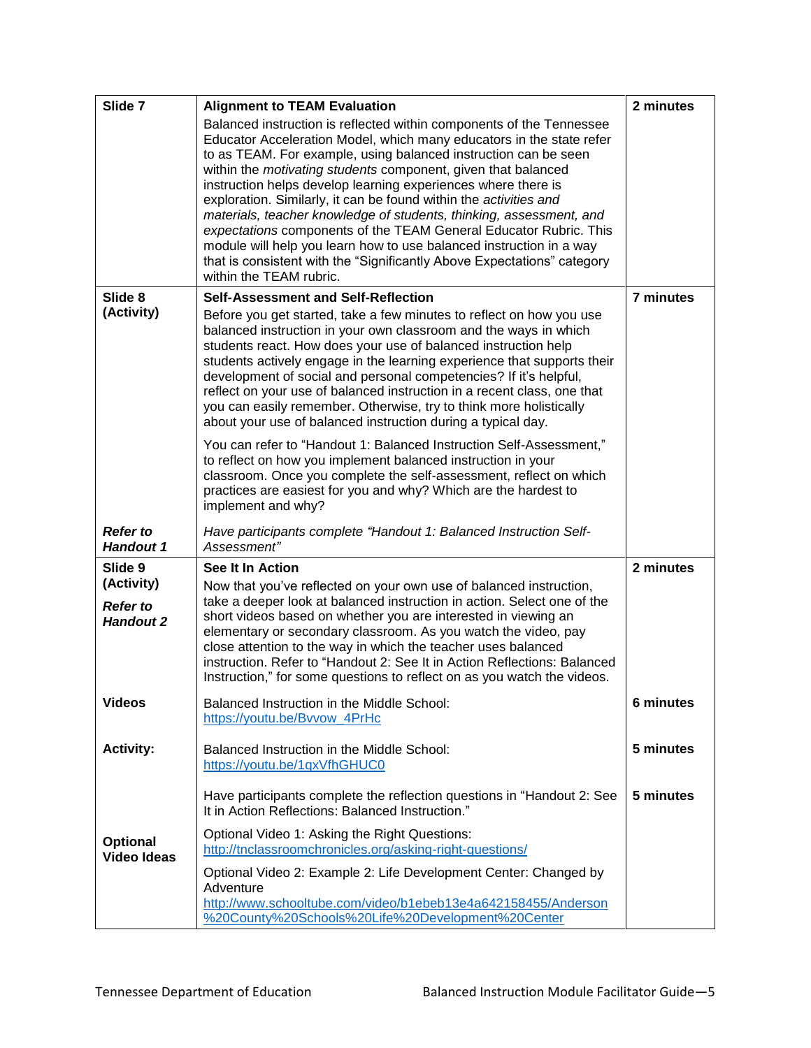| | | |
|---|---|---|
| **Slide 7** | **Alignment to TEAM Evaluation**<br>Balanced instruction is reflected within components of the Tennessee Educator Acceleration Model, which many educators in the state refer to as TEAM. For example, using balanced instruction can be seen within the *motivating students* component, given that balanced instruction helps develop learning experiences where there is exploration. Similarly, it can be found within the *activities and materials, teacher knowledge of students, thinking, assessment, and expectations* components of the TEAM General Educator Rubric. This module will help you learn how to use balanced instruction in a way that is consistent with the "Significantly Above Expectations" category within the TEAM rubric. | **2 minutes** |
| **Slide 8 (Activity)**<br><br>***Refer to Handout 1*** | **Self-Assessment and Self-Reflection**<br>Before you get started, take a few minutes to reflect on how you use balanced instruction in your own classroom and the ways in which students react. How does your use of balanced instruction help students actively engage in the learning experience that supports their development of social and personal competencies? If it's helpful, reflect on your use of balanced instruction in a recent class, one that you can easily remember. Otherwise, try to think more holistically about your use of balanced instruction during a typical day.<br><br>You can refer to "Handout 1: Balanced Instruction Self-Assessment," to reflect on how you implement balanced instruction in your classroom. Once you complete the self-assessment, reflect on which practices are easiest for you and why? Which are the hardest to implement and why?<br><br>*Have participants complete "Handout 1: Balanced Instruction Self-Assessment"* | **7 minutes** |
| **Slide 9 (Activity)**<br>***Refer to Handout 2*** | **See It In Action**<br>Now that you've reflected on your own use of balanced instruction, take a deeper look at balanced instruction in action. Select one of the short videos based on whether you are interested in viewing an elementary or secondary classroom. As you watch the video, pay close attention to the way in which the teacher uses balanced instruction. Refer to "Handout 2: See It in Action Reflections: Balanced Instruction," for some questions to reflect on as you watch the videos. | **2 minutes** |
| **Videos** | Balanced Instruction in the Middle School: https://youtu.be/Bvvow_4PrHc | **6 minutes** |
| **Activity:** | Balanced Instruction in the Middle School: https://youtu.be/1qxVfhGHUC0 | **5 minutes** |
| | Have participants complete the reflection questions in "Handout 2: See It in Action Reflections: Balanced Instruction." | **5 minutes** |
| **Optional Video Ideas** | Optional Video 1: Asking the Right Questions: http://tnclassroomchronicles.org/asking-right-questions/<br><br>Optional Video 2: Example 2: Life Development Center: Changed by Adventure http://www.schooltube.com/video/b1ebeb13e4a642158455/Anderson%20County%20Schools%20Life%20Development%20Center | |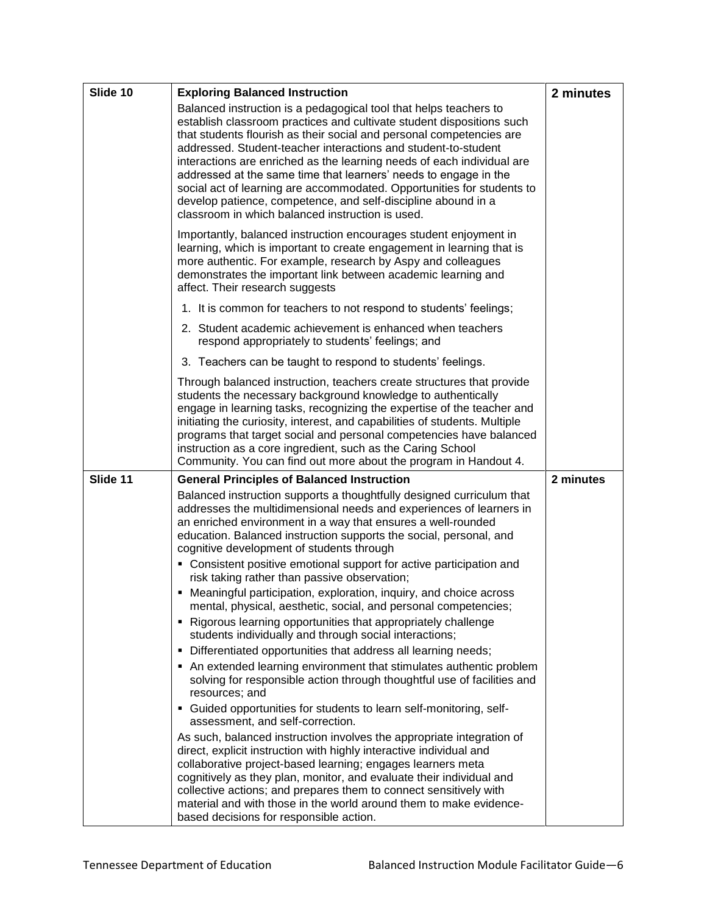| | | |
|---|---|---|
| **Slide 10** | **Exploring Balanced Instruction**<br><br>Balanced instruction is a pedagogical tool that helps teachers to establish classroom practices and cultivate student dispositions such that students flourish as their social and personal competencies are addressed. Student-teacher interactions and student-to-student interactions are enriched as the learning needs of each individual are addressed at the same time that learners' needs to engage in the social act of learning are accommodated. Opportunities for students to develop patience, competence, and self-discipline abound in a classroom in which balanced instruction is used.<br><br>Importantly, balanced instruction encourages student enjoyment in learning, which is important to create engagement in learning that is more authentic. For example, research by Aspy and colleagues demonstrates the important link between academic learning and affect. Their research suggests<br><br>1. It is common for teachers to not respond to students' feelings;<br>2. Student academic achievement is enhanced when teachers respond appropriately to students' feelings; and<br>3. Teachers can be taught to respond to students' feelings.<br><br>Through balanced instruction, teachers create structures that provide students the necessary background knowledge to authentically engage in learning tasks, recognizing the expertise of the teacher and initiating the curiosity, interest, and capabilities of students. Multiple programs that target social and personal competencies have balanced instruction as a core ingredient, such as the Caring School Community. You can find out more about the program in Handout 4. | **2 minutes** |
| **Slide 11** | **General Principles of Balanced Instruction**<br><br>Balanced instruction supports a thoughtfully designed curriculum that addresses the multidimensional needs and experiences of learners in an enriched environment in a way that ensures a well-rounded education. Balanced instruction supports the social, personal, and cognitive development of students through<br><br>- Consistent positive emotional support for active participation and risk taking rather than passive observation;<br>- Meaningful participation, exploration, inquiry, and choice across mental, physical, aesthetic, social, and personal competencies;<br>- Rigorous learning opportunities that appropriately challenge students individually and through social interactions;<br>- Differentiated opportunities that address all learning needs;<br>- An extended learning environment that stimulates authentic problem solving for responsible action through thoughtful use of facilities and resources; and<br>- Guided opportunities for students to learn self-monitoring, self-assessment, and self-correction.<br><br>As such, balanced instruction involves the appropriate integration of direct, explicit instruction with highly interactive individual and collaborative project-based learning; engages learners meta cognitively as they plan, monitor, and evaluate their individual and collective actions; and prepares them to connect sensitively with material and with those in the world around them to make evidence-based decisions for responsible action. | **2 minutes** |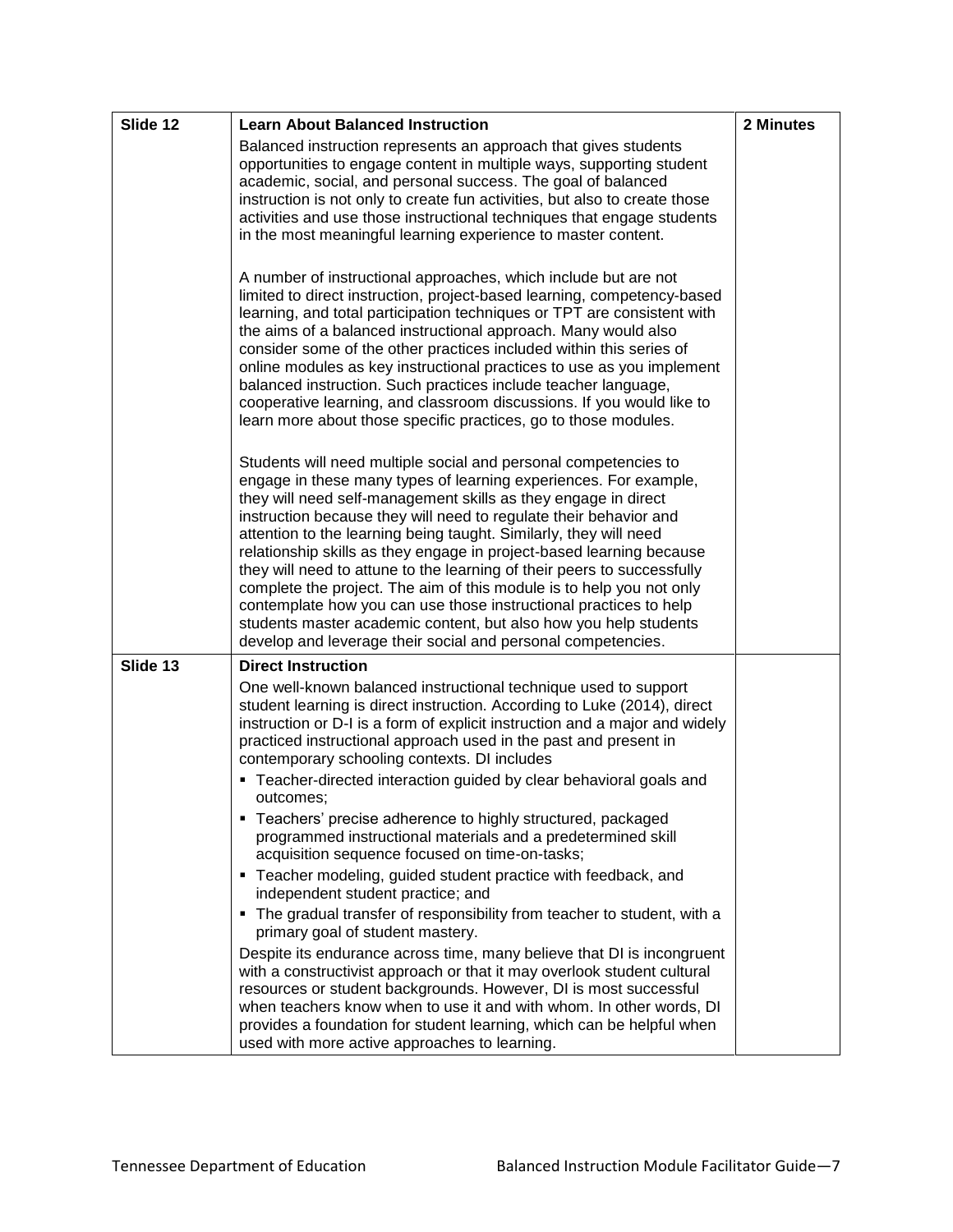| | | |
|---|---|---|
| **Slide 12** | **Learn About Balanced Instruction**<br><br>Balanced instruction represents an approach that gives students opportunities to engage content in multiple ways, supporting student academic, social, and personal success. The goal of balanced instruction is not only to create fun activities, but also to create those activities and use those instructional techniques that engage students in the most meaningful learning experience to master content.<br><br>A number of instructional approaches, which include but are not limited to direct instruction, project-based learning, competency-based learning, and total participation techniques or TPT are consistent with the aims of a balanced instructional approach. Many would also consider some of the other practices included within this series of online modules as key instructional practices to use as you implement balanced instruction. Such practices include teacher language, cooperative learning, and classroom discussions. If you would like to learn more about those specific practices, go to those modules.<br><br>Students will need multiple social and personal competencies to engage in these many types of learning experiences. For example, they will need self-management skills as they engage in direct instruction because they will need to regulate their behavior and attention to the learning being taught. Similarly, they will need relationship skills as they engage in project-based learning because they will need to attune to the learning of their peers to successfully complete the project. The aim of this module is to help you not only contemplate how you can use those instructional practices to help students master academic content, but also how you help students develop and leverage their social and personal competencies. | **2 Minutes** |
| **Slide 13** | **Direct Instruction**<br><br>One well-known balanced instructional technique used to support student learning is direct instruction. According to Luke (2014), direct instruction or D-I is a form of explicit instruction and a major and widely practiced instructional approach used in the past and present in contemporary schooling contexts. DI includes<br><br>▪ Teacher-directed interaction guided by clear behavioral goals and outcomes;<br>▪ Teachers' precise adherence to highly structured, packaged programmed instructional materials and a predetermined skill acquisition sequence focused on time-on-tasks;<br>▪ Teacher modeling, guided student practice with feedback, and independent student practice; and<br>▪ The gradual transfer of responsibility from teacher to student, with a primary goal of student mastery.<br><br>Despite its endurance across time, many believe that DI is incongruent with a constructivist approach or that it may overlook student cultural resources or student backgrounds. However, DI is most successful when teachers know when to use it and with whom. In other words, DI provides a foundation for student learning, which can be helpful when used with more active approaches to learning. | |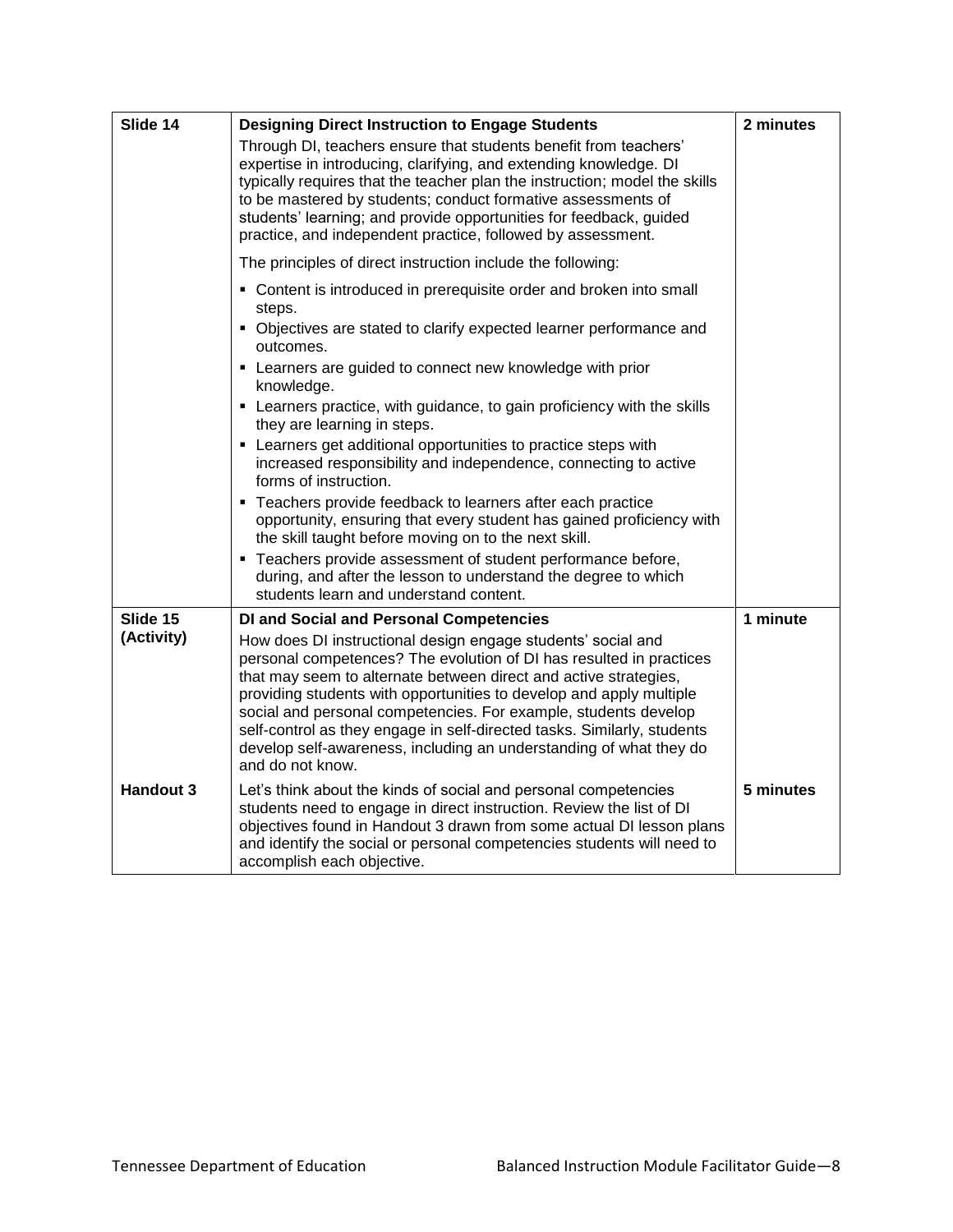| | | |
|---|---|---|
| **Slide 14** | **Designing Direct Instruction to Engage Students**<br>Through DI, teachers ensure that students benefit from teachers' expertise in introducing, clarifying, and extending knowledge. DI typically requires that the teacher plan the instruction; model the skills to be mastered by students; conduct formative assessments of students' learning; and provide opportunities for feedback, guided practice, and independent practice, followed by assessment.<br>The principles of direct instruction include the following:<br>▪ Content is introduced in prerequisite order and broken into small steps.<br>▪ Objectives are stated to clarify expected learner performance and outcomes.<br>▪ Learners are guided to connect new knowledge with prior knowledge.<br>▪ Learners practice, with guidance, to gain proficiency with the skills they are learning in steps.<br>▪ Learners get additional opportunities to practice steps with increased responsibility and independence, connecting to active forms of instruction.<br>▪ Teachers provide feedback to learners after each practice opportunity, ensuring that every student has gained proficiency with the skill taught before moving on to the next skill.<br>▪ Teachers provide assessment of student performance before, during, and after the lesson to understand the degree to which students learn and understand content. | **2 minutes** |
| **Slide 15 (Activity)** | **DI and Social and Personal Competencies**<br>How does DI instructional design engage students' social and personal competences? The evolution of DI has resulted in practices that may seem to alternate between direct and active strategies, providing students with opportunities to develop and apply multiple social and personal competencies. For example, students develop self-control as they engage in self-directed tasks. Similarly, students develop self-awareness, including an understanding of what they do and do not know. | **1 minute** |
| **Handout 3** | Let's think about the kinds of social and personal competencies students need to engage in direct instruction. Review the list of DI objectives found in Handout 3 drawn from some actual DI lesson plans and identify the social or personal competencies students will need to accomplish each objective. | **5 minutes** |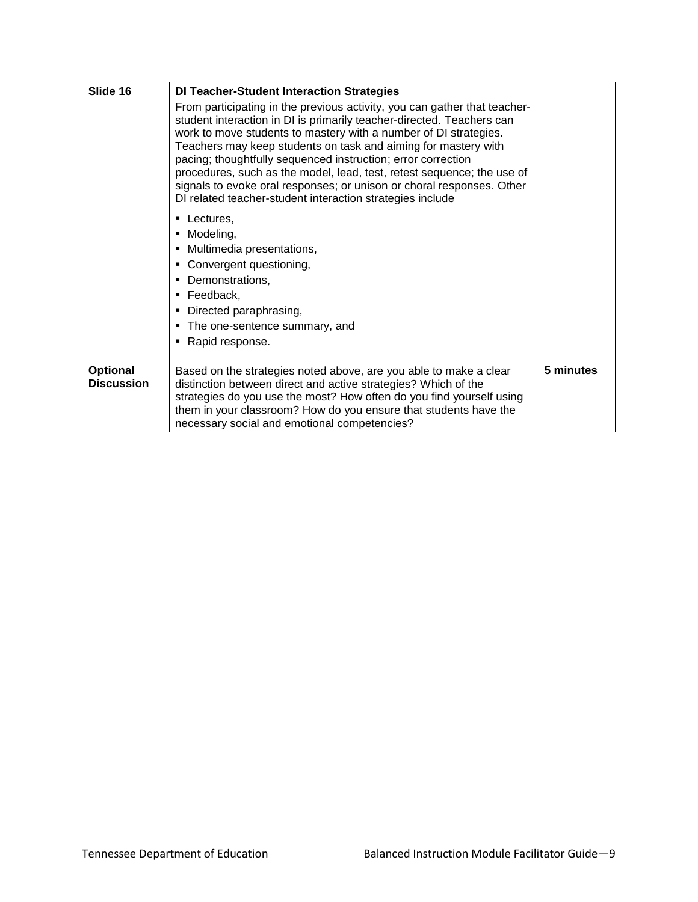| | | |
|---|---|---|
| **Slide 16** | **DI Teacher-Student Interaction Strategies**<br><br>From participating in the previous activity, you can gather that teacher-student interaction in DI is primarily teacher-directed. Teachers can work to move students to mastery with a number of DI strategies. Teachers may keep students on task and aiming for mastery with pacing; thoughtfully sequenced instruction; error correction procedures, such as the model, lead, test, retest sequence; the use of signals to evoke oral responses; or unison or choral responses. Other DI related teacher-student interaction strategies include<br><br>▪ Lectures,<br>▪ Modeling,<br>▪ Multimedia presentations,<br>▪ Convergent questioning,<br>▪ Demonstrations,<br>▪ Feedback,<br>▪ Directed paraphrasing,<br>▪ The one-sentence summary, and<br>▪ Rapid response. | |
| **Optional Discussion** | Based on the strategies noted above, are you able to make a clear distinction between direct and active strategies? Which of the strategies do you use the most? How often do you find yourself using them in your classroom? How do you ensure that students have the necessary social and emotional competencies? | **5 minutes** |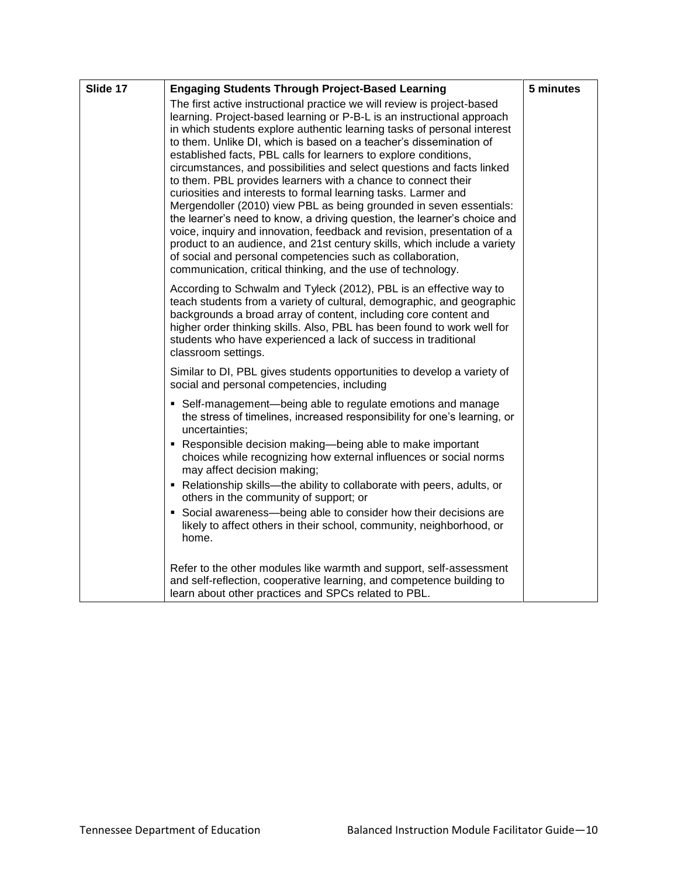| Slide 17 | **Engaging Students Through Project-Based Learning** | **5 minutes** |
|---|---|---|
| | The first active instructional practice we will review is project-based learning. Project-based learning or P-B-L is an instructional approach in which students explore authentic learning tasks of personal interest to them. Unlike DI, which is based on a teacher's dissemination of established facts, PBL calls for learners to explore conditions, circumstances, and possibilities and select questions and facts linked to them. PBL provides learners with a chance to connect their curiosities and interests to formal learning tasks. Larmer and Mergendoller (2010) view PBL as being grounded in seven essentials: the learner's need to know, a driving question, the learner's choice and voice, inquiry and innovation, feedback and revision, presentation of a product to an audience, and 21st century skills, which include a variety of social and personal competencies such as collaboration, communication, critical thinking, and the use of technology.<br><br>According to Schwalm and Tyleck (2012), PBL is an effective way to teach students from a variety of cultural, demographic, and geographic backgrounds a broad array of content, including core content and higher order thinking skills. Also, PBL has been found to work well for students who have experienced a lack of success in traditional classroom settings.<br><br>Similar to DI, PBL gives students opportunities to develop a variety of social and personal competencies, including<br><br>▪ Self-management—being able to regulate emotions and manage the stress of timelines, increased responsibility for one's learning, or uncertainties;<br>▪ Responsible decision making—being able to make important choices while recognizing how external influences or social norms may affect decision making;<br>▪ Relationship skills—the ability to collaborate with peers, adults, or others in the community of support; or<br>▪ Social awareness—being able to consider how their decisions are likely to affect others in their school, community, neighborhood, or home.<br><br>Refer to the other modules like warmth and support, self-assessment and self-reflection, cooperative learning, and competence building to learn about other practices and SPCs related to PBL. | |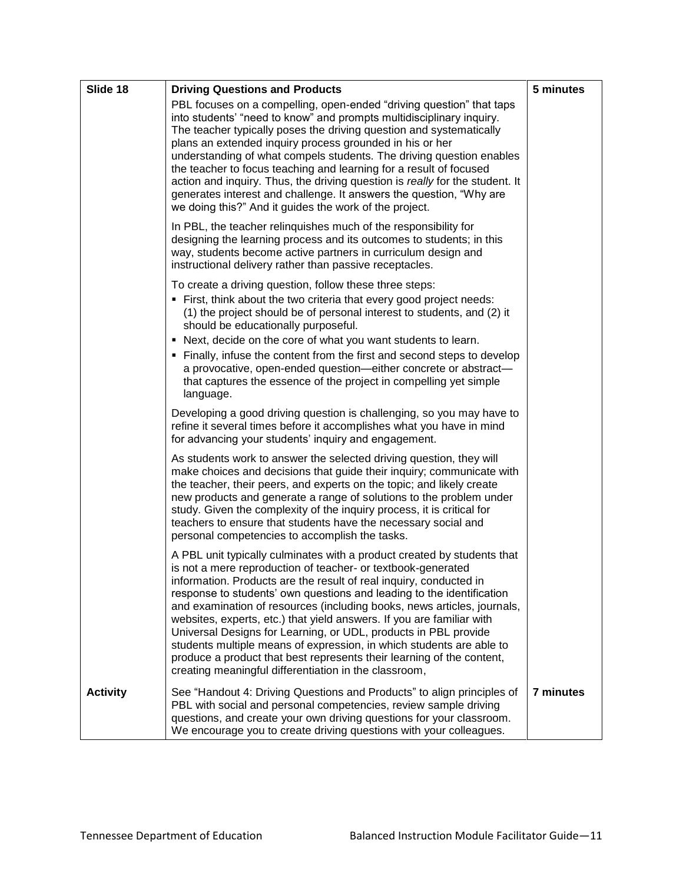| | | |
|---|---|---|
| **Slide 18** | **Driving Questions and Products**<br><br>PBL focuses on a compelling, open-ended "driving question" that taps into students' "need to know" and prompts multidisciplinary inquiry. The teacher typically poses the driving question and systematically plans an extended inquiry process grounded in his or her understanding of what compels students. The driving question enables the teacher to focus teaching and learning for a result of focused action and inquiry. Thus, the driving question is *really* for the student. It generates interest and challenge. It answers the question, "Why are we doing this?" And it guides the work of the project.<br><br>In PBL, the teacher relinquishes much of the responsibility for designing the learning process and its outcomes to students; in this way, students become active partners in curriculum design and instructional delivery rather than passive receptacles.<br><br>To create a driving question, follow these three steps:<br>▪ First, think about the two criteria that every good project needs: (1) the project should be of personal interest to students, and (2) it should be educationally purposeful.<br>▪ Next, decide on the core of what you want students to learn.<br>▪ Finally, infuse the content from the first and second steps to develop a provocative, open-ended question—either concrete or abstract—that captures the essence of the project in compelling yet simple language.<br><br>Developing a good driving question is challenging, so you may have to refine it several times before it accomplishes what you have in mind for advancing your students' inquiry and engagement.<br><br>As students work to answer the selected driving question, they will make choices and decisions that guide their inquiry; communicate with the teacher, their peers, and experts on the topic; and likely create new products and generate a range of solutions to the problem under study. Given the complexity of the inquiry process, it is critical for teachers to ensure that students have the necessary social and personal competencies to accomplish the tasks.<br><br>A PBL unit typically culminates with a product created by students that is not a mere reproduction of teacher- or textbook-generated information. Products are the result of real inquiry, conducted in response to students' own questions and leading to the identification and examination of resources (including books, news articles, journals, websites, experts, etc.) that yield answers. If you are familiar with Universal Designs for Learning, or UDL, products in PBL provide students multiple means of expression, in which students are able to produce a product that best represents their learning of the content, creating meaningful differentiation in the classroom, | **5 minutes** |
| **Activity** | See "Handout 4: Driving Questions and Products" to align principles of PBL with social and personal competencies, review sample driving questions, and create your own driving questions for your classroom. We encourage you to create driving questions with your colleagues. | **7 minutes** |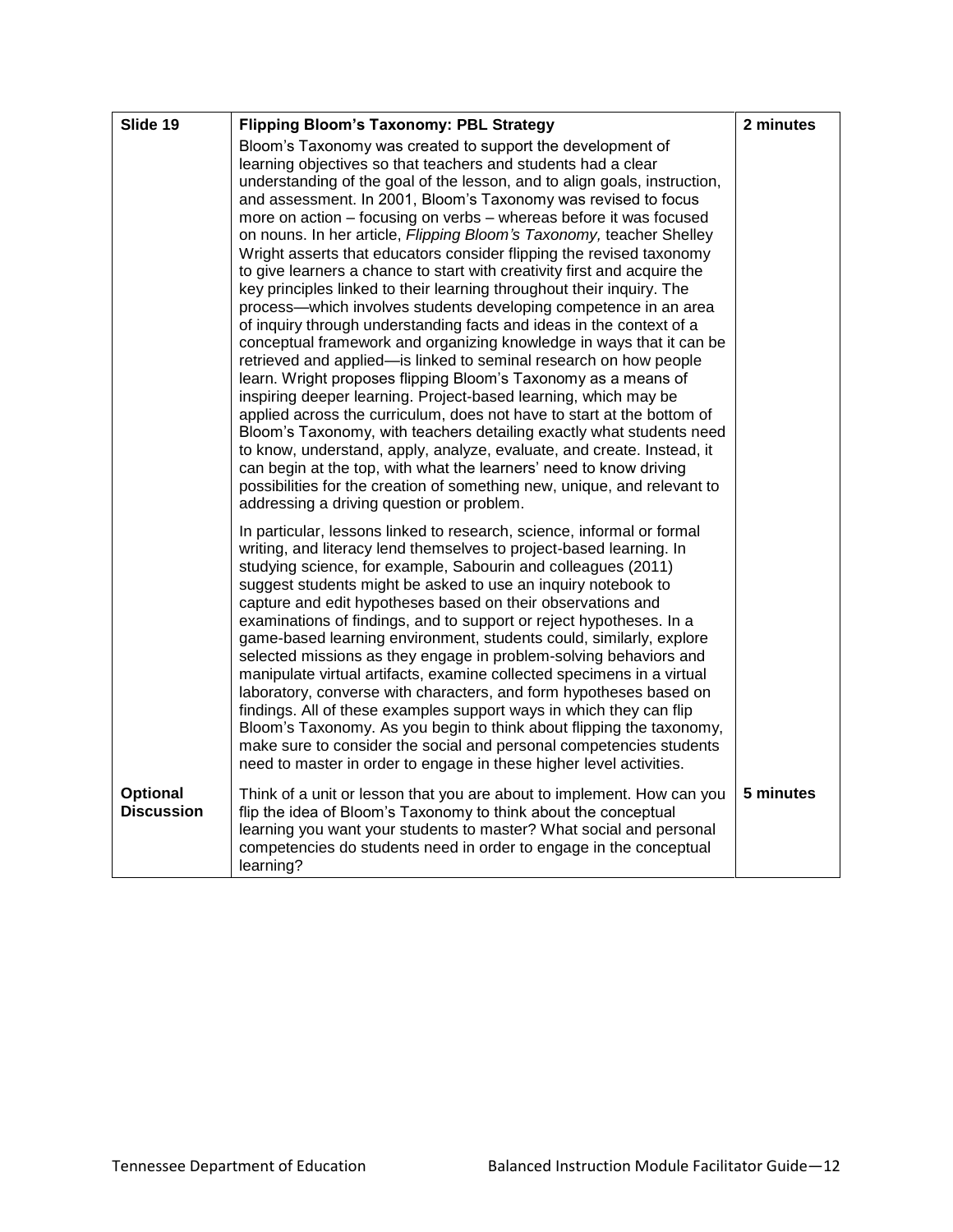| | | |
|---|---|---|
| **Slide 19** | **Flipping Bloom's Taxonomy: PBL Strategy**<br><br>Bloom's Taxonomy was created to support the development of learning objectives so that teachers and students had a clear understanding of the goal of the lesson, and to align goals, instruction, and assessment. In 2001, Bloom's Taxonomy was revised to focus more on action – focusing on verbs – whereas before it was focused on nouns. In her article, *Flipping Bloom's Taxonomy,* teacher Shelley Wright asserts that educators consider flipping the revised taxonomy to give learners a chance to start with creativity first and acquire the key principles linked to their learning throughout their inquiry. The process—which involves students developing competence in an area of inquiry through understanding facts and ideas in the context of a conceptual framework and organizing knowledge in ways that it can be retrieved and applied—is linked to seminal research on how people learn. Wright proposes flipping Bloom's Taxonomy as a means of inspiring deeper learning. Project-based learning, which may be applied across the curriculum, does not have to start at the bottom of Bloom's Taxonomy, with teachers detailing exactly what students need to know, understand, apply, analyze, evaluate, and create. Instead, it can begin at the top, with what the learners' need to know driving possibilities for the creation of something new, unique, and relevant to addressing a driving question or problem.<br><br>In particular, lessons linked to research, science, informal or formal writing, and literacy lend themselves to project-based learning. In studying science, for example, Sabourin and colleagues (2011) suggest students might be asked to use an inquiry notebook to capture and edit hypotheses based on their observations and examinations of findings, and to support or reject hypotheses. In a game-based learning environment, students could, similarly, explore selected missions as they engage in problem-solving behaviors and manipulate virtual artifacts, examine collected specimens in a virtual laboratory, converse with characters, and form hypotheses based on findings. All of these examples support ways in which they can flip Bloom's Taxonomy. As you begin to think about flipping the taxonomy, make sure to consider the social and personal competencies students need to master in order to engage in these higher level activities. | **2 minutes** |
| **Optional Discussion** | Think of a unit or lesson that you are about to implement. How can you flip the idea of Bloom's Taxonomy to think about the conceptual learning you want your students to master? What social and personal competencies do students need in order to engage in the conceptual learning? | **5 minutes** |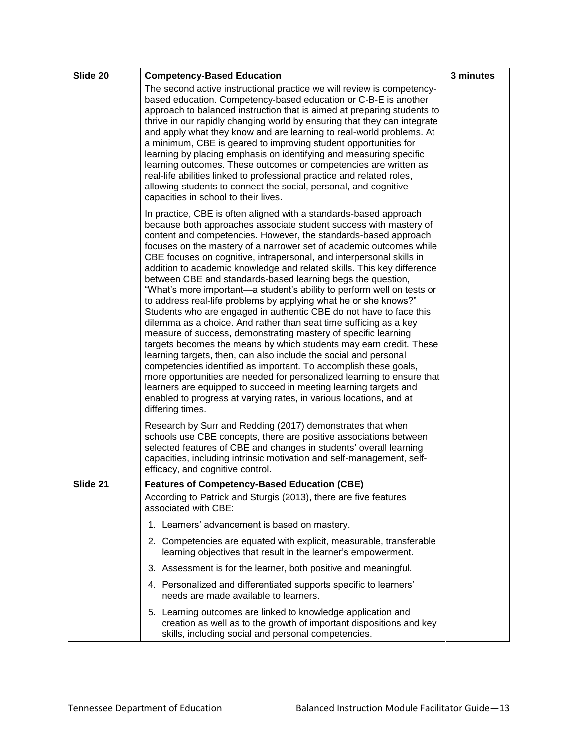| | | |
|---|---|---|
| Slide 20 | **Competency-Based Education**<br>The second active instructional practice we will review is competency-based education. Competency-based education or C-B-E is another approach to balanced instruction that is aimed at preparing students to thrive in our rapidly changing world by ensuring that they can integrate and apply what they know and are learning to real-world problems. At a minimum, CBE is geared to improving student opportunities for learning by placing emphasis on identifying and measuring specific learning outcomes. These outcomes or competencies are written as real-life abilities linked to professional practice and related roles, allowing students to connect the social, personal, and cognitive capacities in school to their lives.<br><br>In practice, CBE is often aligned with a standards-based approach because both approaches associate student success with mastery of content and competencies. However, the standards-based approach focuses on the mastery of a narrower set of academic outcomes while CBE focuses on cognitive, intrapersonal, and interpersonal skills in addition to academic knowledge and related skills. This key difference between CBE and standards-based learning begs the question, "What's more important—a student's ability to perform well on tests or to address real-life problems by applying what he or she knows?" Students who are engaged in authentic CBE do not have to face this dilemma as a choice. And rather than seat time sufficing as a key measure of success, demonstrating mastery of specific learning targets becomes the means by which students may earn credit. These learning targets, then, can also include the social and personal competencies identified as important. To accomplish these goals, more opportunities are needed for personalized learning to ensure that learners are equipped to succeed in meeting learning targets and enabled to progress at varying rates, in various locations, and at differing times.<br><br>Research by Surr and Redding (2017) demonstrates that when schools use CBE concepts, there are positive associations between selected features of CBE and changes in students' overall learning capacities, including intrinsic motivation and self-management, self-efficacy, and cognitive control. | 3 minutes |
| Slide 21 | **Features of Competency-Based Education (CBE)**<br>According to Patrick and Sturgis (2013), there are five features associated with CBE:<br>1. Learners' advancement is based on mastery.<br>2. Competencies are equated with explicit, measurable, transferable learning objectives that result in the learner's empowerment.<br>3. Assessment is for the learner, both positive and meaningful.<br>4. Personalized and differentiated supports specific to learners' needs are made available to learners.<br>5. Learning outcomes are linked to knowledge application and creation as well as to the growth of important dispositions and key skills, including social and personal competencies. | |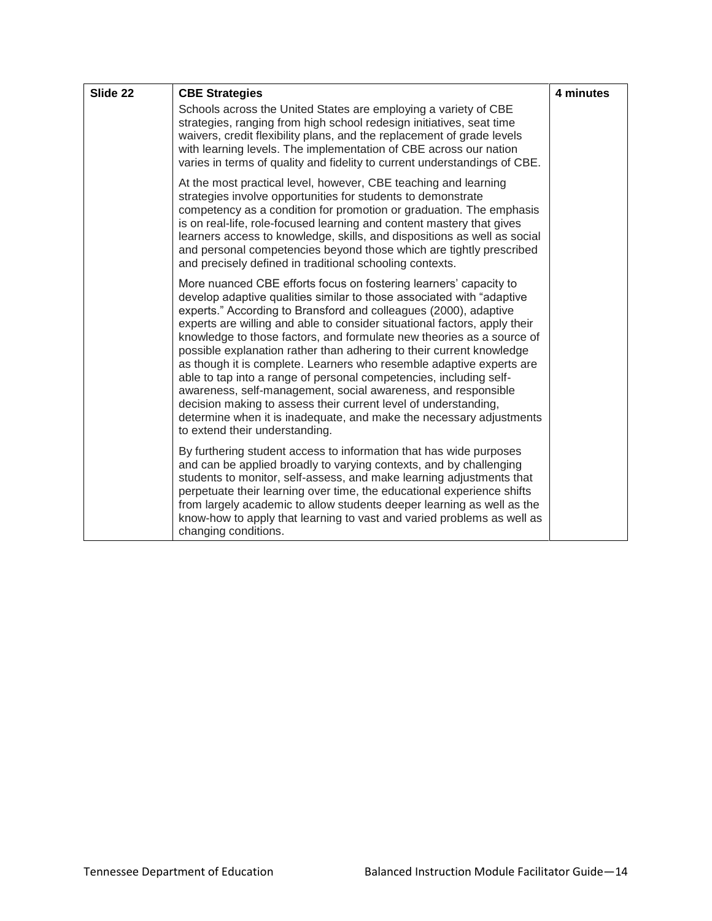| | | |
|---|---|---|
| **Slide 22** | **CBE Strategies**<br>Schools across the United States are employing a variety of CBE strategies, ranging from high school redesign initiatives, seat time waivers, credit flexibility plans, and the replacement of grade levels with learning levels. The implementation of CBE across our nation varies in terms of quality and fidelity to current understandings of CBE.<br><br>At the most practical level, however, CBE teaching and learning strategies involve opportunities for students to demonstrate competency as a condition for promotion or graduation. The emphasis is on real-life, role-focused learning and content mastery that gives learners access to knowledge, skills, and dispositions as well as social and personal competencies beyond those which are tightly prescribed and precisely defined in traditional schooling contexts.<br><br>More nuanced CBE efforts focus on fostering learners' capacity to develop adaptive qualities similar to those associated with "adaptive experts." According to Bransford and colleagues (2000), adaptive experts are willing and able to consider situational factors, apply their knowledge to those factors, and formulate new theories as a source of possible explanation rather than adhering to their current knowledge as though it is complete. Learners who resemble adaptive experts are able to tap into a range of personal competencies, including self-awareness, self-management, social awareness, and responsible decision making to assess their current level of understanding, determine when it is inadequate, and make the necessary adjustments to extend their understanding.<br><br>By furthering student access to information that has wide purposes and can be applied broadly to varying contexts, and by challenging students to monitor, self-assess, and make learning adjustments that perpetuate their learning over time, the educational experience shifts from largely academic to allow students deeper learning as well as the know-how to apply that learning to vast and varied problems as well as changing conditions. | **4 minutes** |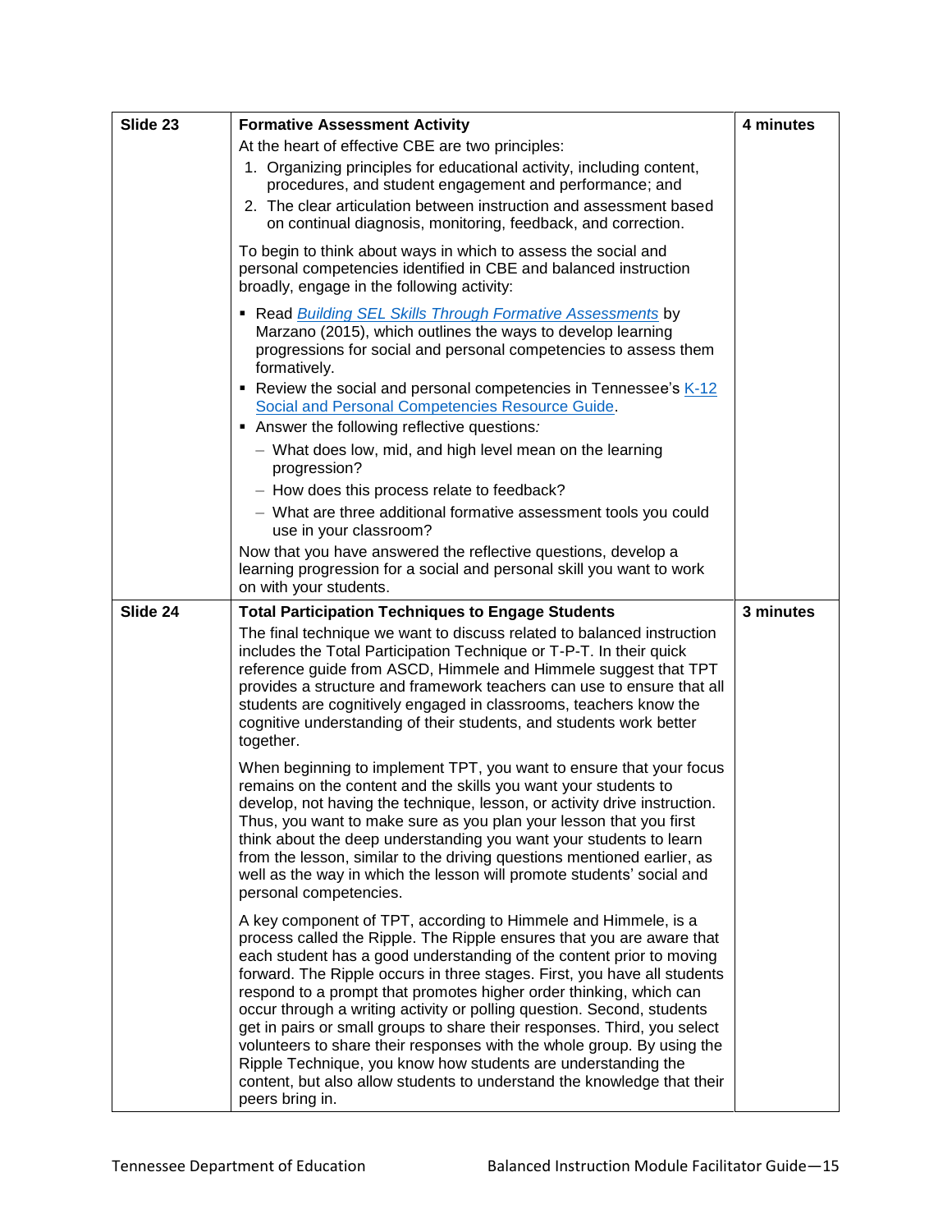| | | |
|---|---|---|
| **Slide 23** | **Formative Assessment Activity**<br>At the heart of effective CBE are two principles:<br>1. Organizing principles for educational activity, including content, procedures, and student engagement and performance; and<br>2. The clear articulation between instruction and assessment based on continual diagnosis, monitoring, feedback, and correction.<br><br>To begin to think about ways in which to assess the social and personal competencies identified in CBE and balanced instruction broadly, engage in the following activity:<br><br>▪ Read *[Building SEL Skills Through Formative Assessments](#)* by Marzano (2015), which outlines the ways to develop learning progressions for social and personal competencies to assess them formatively.<br>▪ Review the social and personal competencies in Tennessee's [K-12 Social and Personal Competencies Resource Guide](#).<br>▪ Answer the following reflective questions*:*<br>– What does low, mid, and high level mean on the learning progression?<br>– How does this process relate to feedback?<br>– What are three additional formative assessment tools you could use in your classroom?<br><br>Now that you have answered the reflective questions, develop a learning progression for a social and personal skill you want to work on with your students. | **4 minutes** |
| **Slide 24** | **Total Participation Techniques to Engage Students**<br>The final technique we want to discuss related to balanced instruction includes the Total Participation Technique or T-P-T. In their quick reference guide from ASCD, Himmele and Himmele suggest that TPT provides a structure and framework teachers can use to ensure that all students are cognitively engaged in classrooms, teachers know the cognitive understanding of their students, and students work better together.<br><br>When beginning to implement TPT, you want to ensure that your focus remains on the content and the skills you want your students to develop, not having the technique, lesson, or activity drive instruction. Thus, you want to make sure as you plan your lesson that you first think about the deep understanding you want your students to learn from the lesson, similar to the driving questions mentioned earlier, as well as the way in which the lesson will promote students' social and personal competencies.<br><br>A key component of TPT, according to Himmele and Himmele, is a process called the Ripple. The Ripple ensures that you are aware that each student has a good understanding of the content prior to moving forward. The Ripple occurs in three stages. First, you have all students respond to a prompt that promotes higher order thinking, which can occur through a writing activity or polling question. Second, students get in pairs or small groups to share their responses. Third, you select volunteers to share their responses with the whole group. By using the Ripple Technique, you know how students are understanding the content, but also allow students to understand the knowledge that their peers bring in. | **3 minutes** |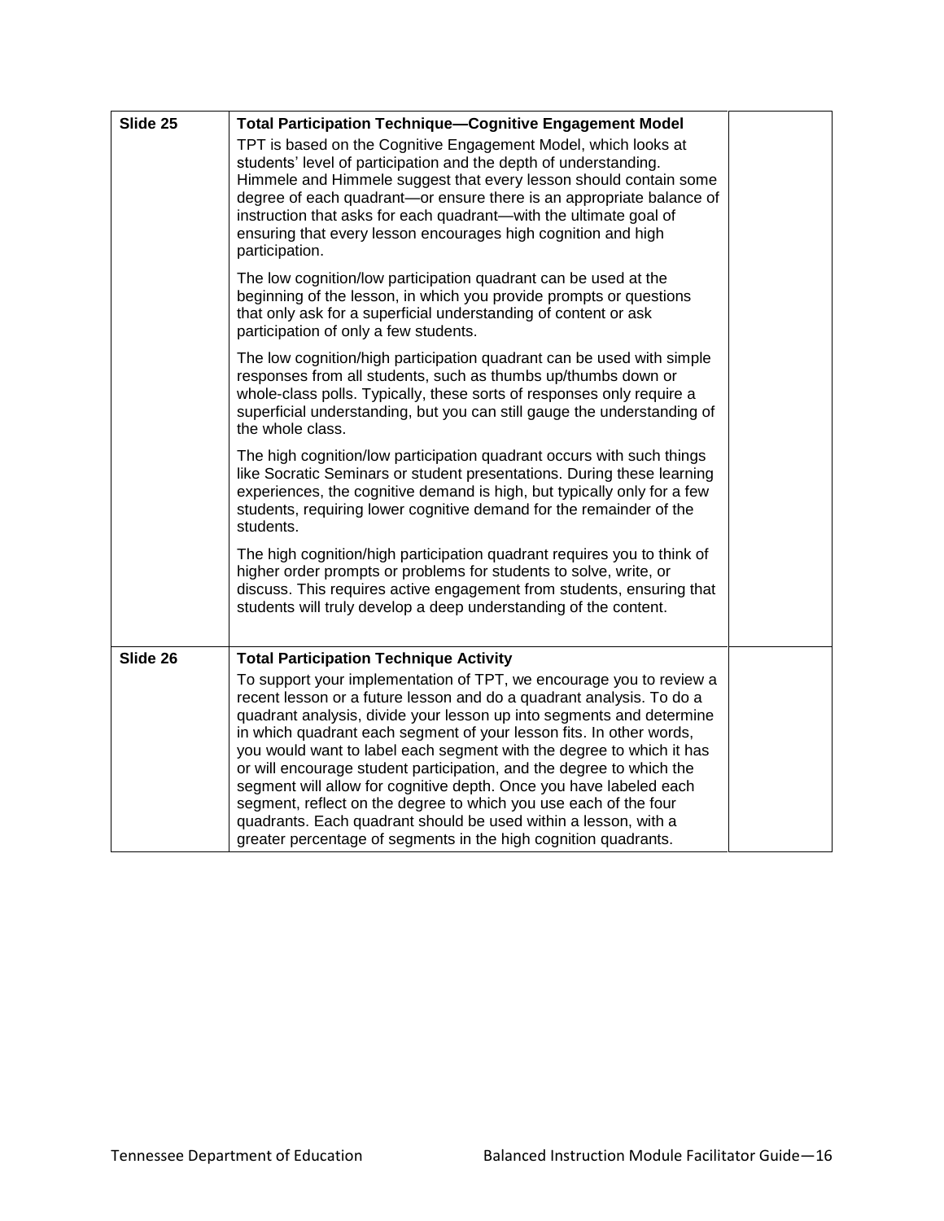| | | |
|---|---|---|
| **Slide 25** | **Total Participation Technique—Cognitive Engagement Model**<br><br>TPT is based on the Cognitive Engagement Model, which looks at students' level of participation and the depth of understanding. Himmele and Himmele suggest that every lesson should contain some degree of each quadrant—or ensure there is an appropriate balance of instruction that asks for each quadrant—with the ultimate goal of ensuring that every lesson encourages high cognition and high participation.<br><br>The low cognition/low participation quadrant can be used at the beginning of the lesson, in which you provide prompts or questions that only ask for a superficial understanding of content or ask participation of only a few students.<br><br>The low cognition/high participation quadrant can be used with simple responses from all students, such as thumbs up/thumbs down or whole-class polls. Typically, these sorts of responses only require a superficial understanding, but you can still gauge the understanding of the whole class.<br><br>The high cognition/low participation quadrant occurs with such things like Socratic Seminars or student presentations. During these learning experiences, the cognitive demand is high, but typically only for a few students, requiring lower cognitive demand for the remainder of the students.<br><br>The high cognition/high participation quadrant requires you to think of higher order prompts or problems for students to solve, write, or discuss. This requires active engagement from students, ensuring that students will truly develop a deep understanding of the content. | |
| **Slide 26** | **Total Participation Technique Activity**<br><br>To support your implementation of TPT, we encourage you to review a recent lesson or a future lesson and do a quadrant analysis. To do a quadrant analysis, divide your lesson up into segments and determine in which quadrant each segment of your lesson fits. In other words, you would want to label each segment with the degree to which it has or will encourage student participation, and the degree to which the segment will allow for cognitive depth. Once you have labeled each segment, reflect on the degree to which you use each of the four quadrants. Each quadrant should be used within a lesson, with a greater percentage of segments in the high cognition quadrants. | |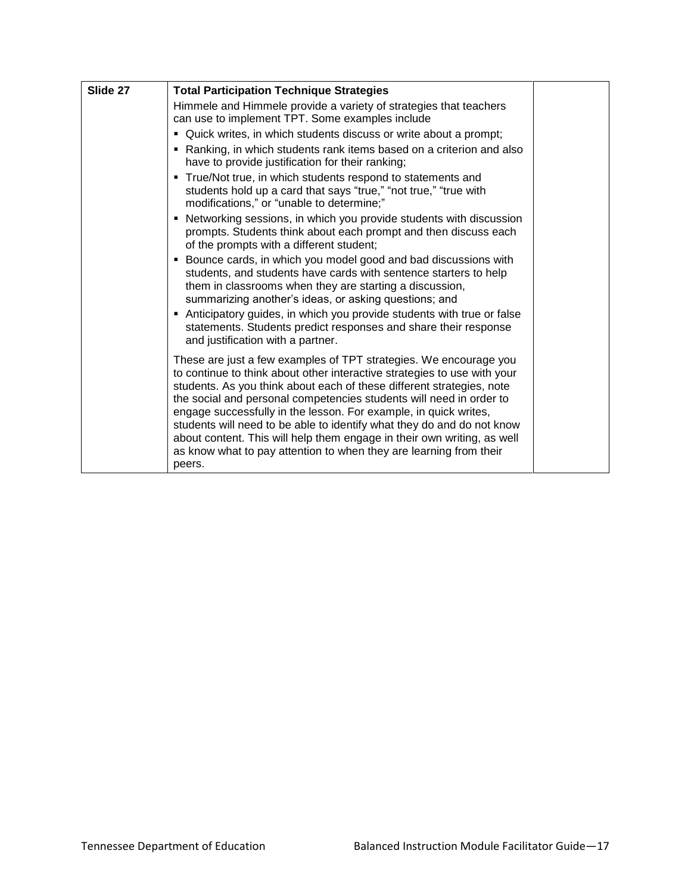| Slide 27 | **Total Participation Technique Strategies**<br>Himmele and Himmele provide a variety of strategies that teachers can use to implement TPT. Some examples include<br>▪ Quick writes, in which students discuss or write about a prompt;<br>▪ Ranking, in which students rank items based on a criterion and also have to provide justification for their ranking;<br>▪ True/Not true, in which students respond to statements and students hold up a card that says "true," "not true," "true with modifications," or "unable to determine;"<br>▪ Networking sessions, in which you provide students with discussion prompts. Students think about each prompt and then discuss each of the prompts with a different student;<br>▪ Bounce cards, in which you model good and bad discussions with students, and students have cards with sentence starters to help them in classrooms when they are starting a discussion, summarizing another's ideas, or asking questions; and<br>▪ Anticipatory guides, in which you provide students with true or false statements. Students predict responses and share their response and justification with a partner.<br><br>These are just a few examples of TPT strategies. We encourage you to continue to think about other interactive strategies to use with your students. As you think about each of these different strategies, note the social and personal competencies students will need in order to engage successfully in the lesson. For example, in quick writes, students will need to be able to identify what they do and do not know about content. This will help them engage in their own writing, as well as know what to pay attention to when they are learning from their peers. | |
|---|---|---|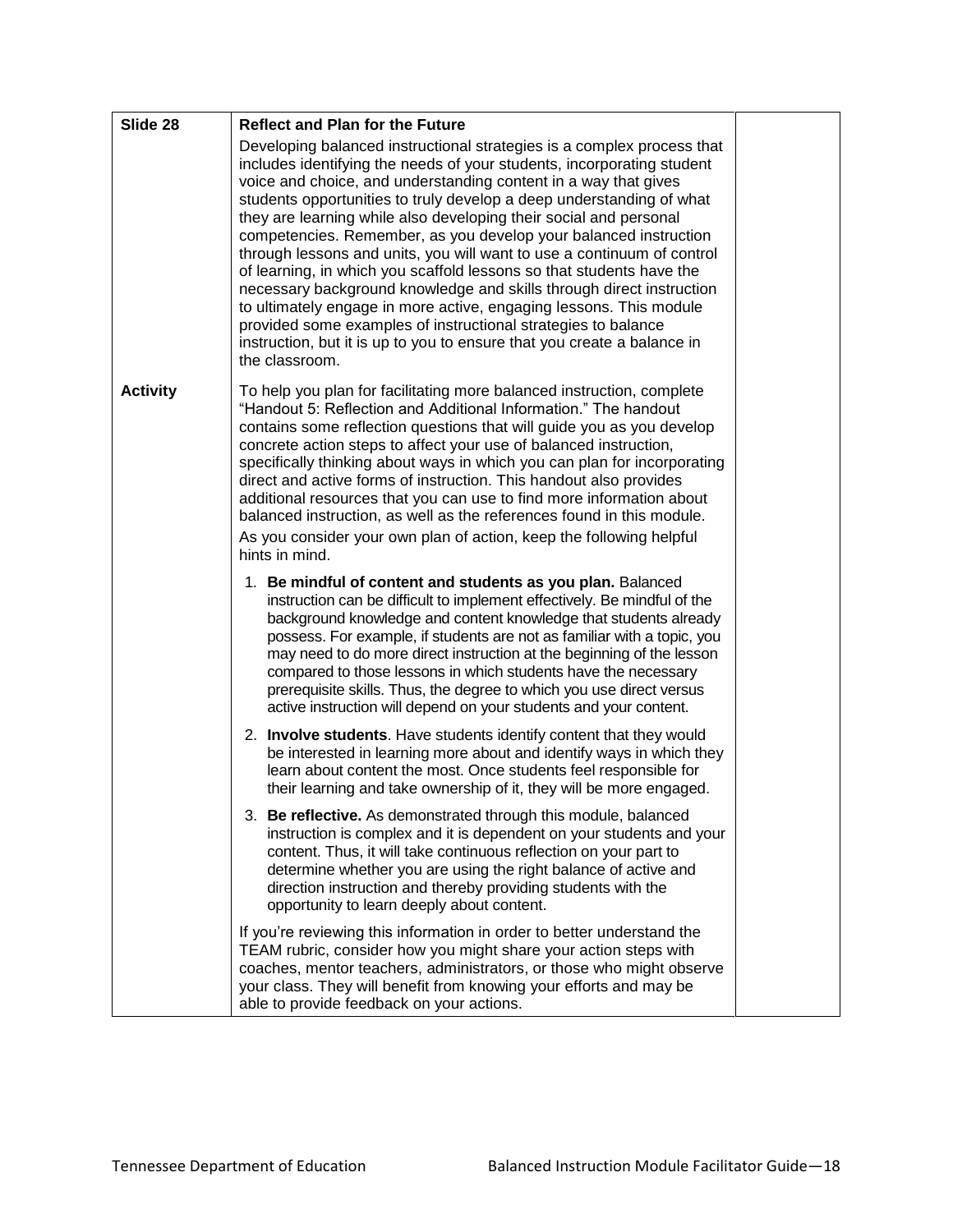| | | |
|---|---|---|
| **Slide 28** | **Reflect and Plan for the Future**<br><br>Developing balanced instructional strategies is a complex process that includes identifying the needs of your students, incorporating student voice and choice, and understanding content in a way that gives students opportunities to truly develop a deep understanding of what they are learning while also developing their social and personal competencies. Remember, as you develop your balanced instruction through lessons and units, you will want to use a continuum of control of learning, in which you scaffold lessons so that students have the necessary background knowledge and skills through direct instruction to ultimately engage in more active, engaging lessons. This module provided some examples of instructional strategies to balance instruction, but it is up to you to ensure that you create a balance in the classroom. | |
| **Activity** | To help you plan for facilitating more balanced instruction, complete "Handout 5: Reflection and Additional Information." The handout contains some reflection questions that will guide you as you develop concrete action steps to affect your use of balanced instruction, specifically thinking about ways in which you can plan for incorporating direct and active forms of instruction. This handout also provides additional resources that you can use to find more information about balanced instruction, as well as the references found in this module.<br><br>As you consider your own plan of action, keep the following helpful hints in mind.<br><br>1. **Be mindful of content and students as you plan.** Balanced instruction can be difficult to implement effectively. Be mindful of the background knowledge and content knowledge that students already possess. For example, if students are not as familiar with a topic, you may need to do more direct instruction at the beginning of the lesson compared to those lessons in which students have the necessary prerequisite skills. Thus, the degree to which you use direct versus active instruction will depend on your students and your content.<br><br>2. **Involve students**. Have students identify content that they would be interested in learning more about and identify ways in which they learn about content the most. Once students feel responsible for their learning and take ownership of it, they will be more engaged.<br><br>3. **Be reflective.** As demonstrated through this module, balanced instruction is complex and it is dependent on your students and your content. Thus, it will take continuous reflection on your part to determine whether you are using the right balance of active and direction instruction and thereby providing students with the opportunity to learn deeply about content.<br><br>If you're reviewing this information in order to better understand the TEAM rubric, consider how you might share your action steps with coaches, mentor teachers, administrators, or those who might observe your class. They will benefit from knowing your efforts and may be able to provide feedback on your actions. | |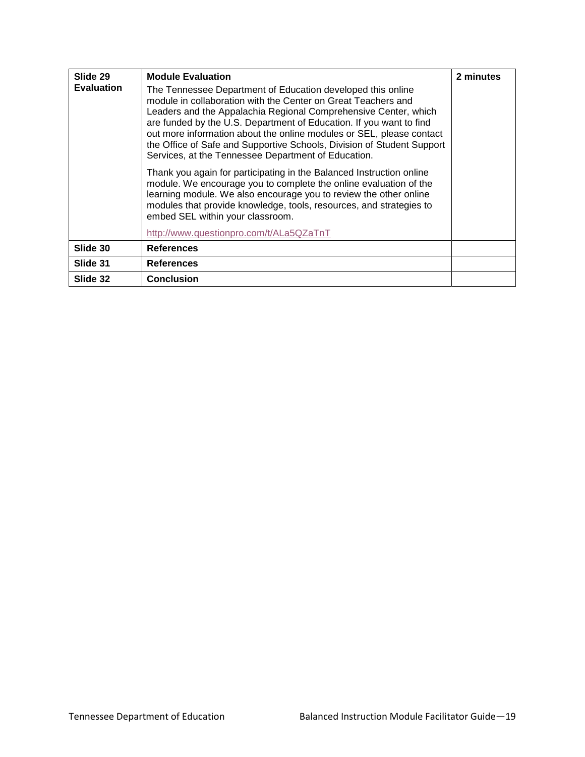| | | |
|---|---|---|
| **Slide 29 Evaluation** | **Module Evaluation**<br>The Tennessee Department of Education developed this online module in collaboration with the Center on Great Teachers and Leaders and the Appalachia Regional Comprehensive Center, which are funded by the U.S. Department of Education. If you want to find out more information about the online modules or SEL, please contact the Office of Safe and Supportive Schools, Division of Student Support Services, at the Tennessee Department of Education.<br><br>Thank you again for participating in the Balanced Instruction online module. We encourage you to complete the online evaluation of the learning module. We also encourage you to review the other online modules that provide knowledge, tools, resources, and strategies to embed SEL within your classroom.<br><br>http://www.questionpro.com/t/ALa5QZaTnT | **2 minutes** |
| **Slide 30** | **References** | |
| **Slide 31** | **References** | |
| **Slide 32** | **Conclusion** | |